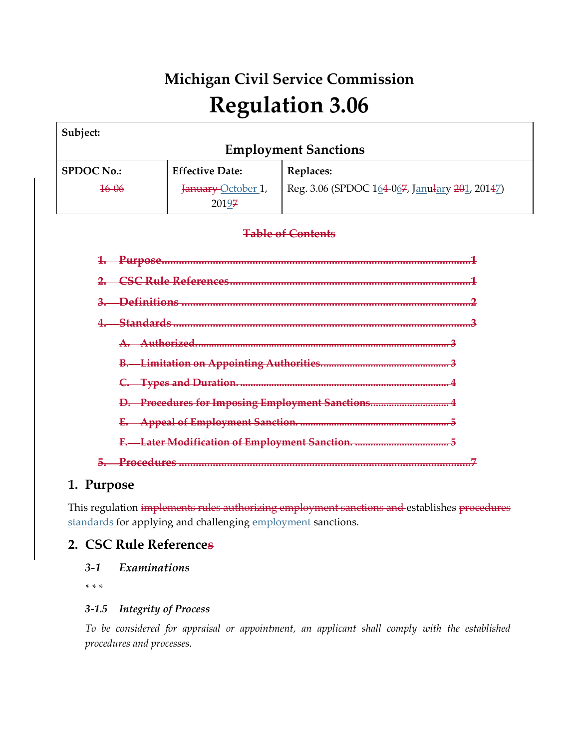# Michigan Civil Service Commission

# Regulation 3.06

| Subject: | | |
|---|---|---|
| **Employment Sanctions** | | |
| **SPDOC No.:** | **Effective Date:** | **Replaces:** |
| ~~16-06~~ | ~~January~~ October 1, 201~~7~~9 | Reg. 3.06 (SPDOC 1~~4~~6-06~~7~~, Jan~~u~~ary ~~20~~1, 201~~4~~7) |

~~**Table of Contents**~~

~~1. Purpose ........ 1~~

~~2. CSC Rule References ........ 1~~

~~3. Definitions ........ 2~~

~~4. Standards ........ 3~~

~~A. Authorized. ........ 3~~

~~B. Limitation on Appointing Authorities. ........ 3~~

~~C. Types and Duration. ........ 4~~

~~D. Procedures for Imposing Employment Sanctions ........ 4~~

~~E. Appeal of Employment Sanction. ........ 5~~

~~F. Later Modification of Employment Sanction. ........ 5~~

~~5. Procedures ........ 7~~

## 1. Purpose

This regulation ~~implements rules authorizing employment sanctions and~~ establishes ~~procedures~~ standards for applying and challenging employment sanctions.

## 2. CSC Rule Reference~~s~~

### *3-1 Examinations*

\* \* \*

### *3-1.5 Integrity of Process*

*To be considered for appraisal or appointment, an applicant shall comply with the established procedures and processes.*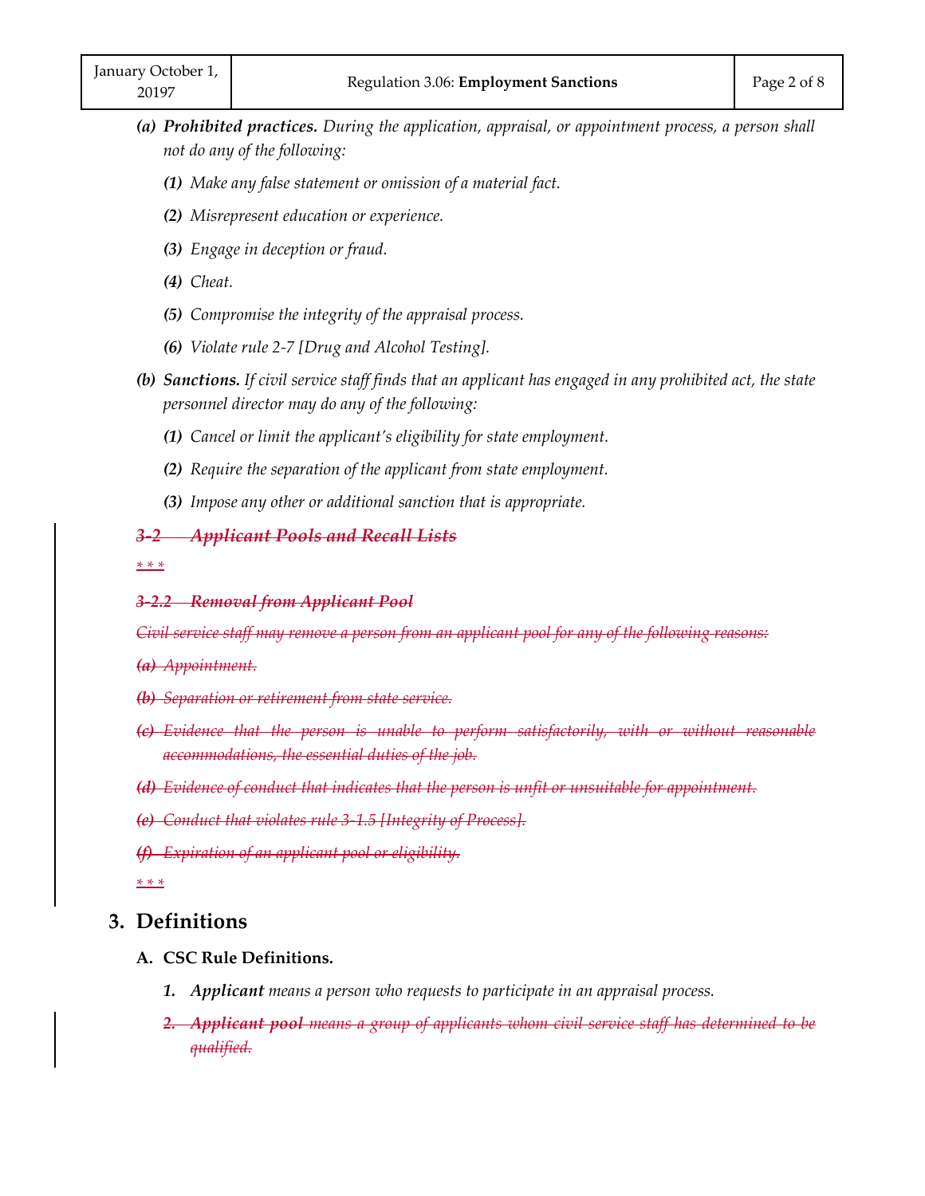*(a)* ***Prohibited practices.*** *During the application, appraisal, or appointment process, a person shall not do any of the following:*

*(1) Make any false statement or omission of a material fact.*

*(2) Misrepresent education or experience.*

*(3) Engage in deception or fraud.*

*(4) Cheat.*

*(5) Compromise the integrity of the appraisal process.*

*(6) Violate rule 2-7 [Drug and Alcohol Testing].*

*(b)* ***Sanctions.*** *If civil service staff finds that an applicant has engaged in any prohibited act, the state personnel director may do any of the following:*

*(1) Cancel or limit the applicant's eligibility for state employment.*

*(2) Require the separation of the applicant from state employment.*

*(3) Impose any other or additional sanction that is appropriate.*

~~***3-2 Applicant Pools and Recall Lists***~~

*\* \* \**

~~***3-2.2 Removal from Applicant Pool***~~

~~*Civil service staff may remove a person from an applicant pool for any of the following reasons:*~~

~~*(a) Appointment.*~~

~~*(b) Separation or retirement from state service.*~~

~~*(c) Evidence that the person is unable to perform satisfactorily, with or without reasonable accommodations, the essential duties of the job.*~~

~~*(d) Evidence of conduct that indicates that the person is unfit or unsuitable for appointment.*~~

~~*(e) Conduct that violates rule 3-1.5 [Integrity of Process].*~~

~~*(f) Expiration of an applicant pool or eligibility.*~~

*\* \* \**

## 3. Definitions

### A. CSC Rule Definitions.

1. ***Applicant*** *means a person who requests to participate in an appraisal process.*

2. ~~***Applicant pool*** *means a group of applicants whom civil service staff has determined to be qualified.*~~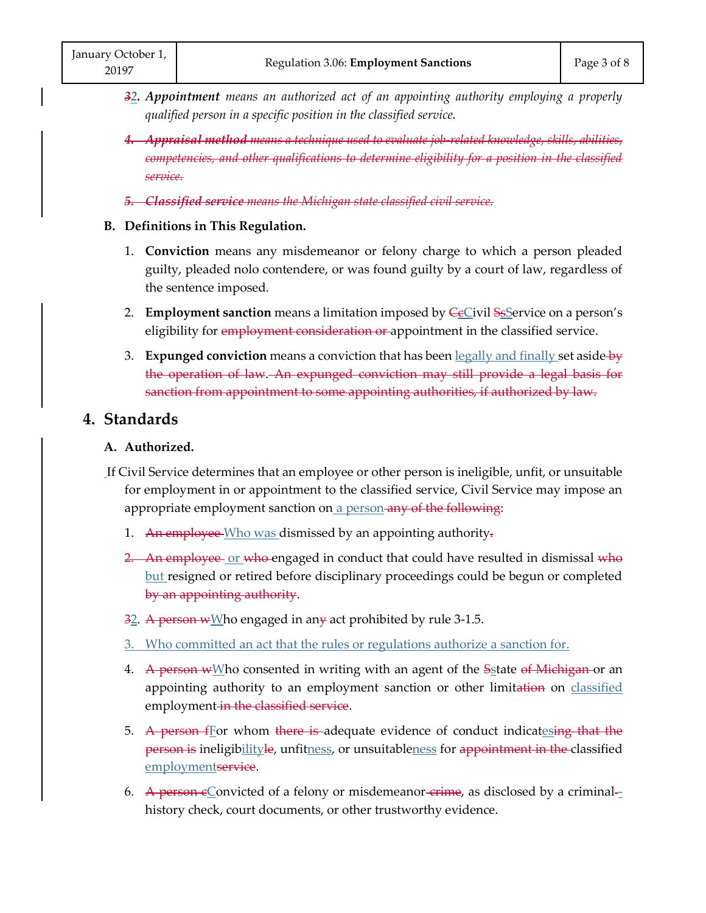~~3~~2. ***Appointment*** *means an authorized act of an appointing authority employing a properly qualified person in a specific position in the classified service.*

~~4. ***Appointment method*** *means a technique used to evaluate job-related knowledge, skills, abilities, competencies, and other qualifications to determine eligibility for a position in the classified service.*~~

~~5. ***Classified service*** *means the Michigan state classified civil service.*~~

**B. Definitions in This Regulation.**

1. **Conviction** means any misdemeanor or felony charge to which a person pleaded guilty, pleaded nolo contendere, or was found guilty by a court of law, regardless of the sentence imposed.

2. **Employment sanction** means a limitation imposed by ~~Cc~~Civil ~~Ss~~Service on a person's eligibility for ~~employment consideration or~~ appointment in the classified service.

3. **Expunged conviction** means a conviction that has been legally and finally set aside ~~by the operation of law~~. ~~An expunged conviction may still provide a legal basis for sanction from appointment to some appointing authorities, if authorized by law.~~

## 4. Standards

**A. Authorized.**

If Civil Service determines that an employee or other person is ineligible, unfit, or unsuitable for employment in or appointment to the classified service, Civil Service may impose an appropriate employment sanction on a person ~~any of the following~~:

1. ~~An employee~~ Who was dismissed by an appointing authority~~.~~

~~2. An employee~~ or ~~who~~ engaged in conduct that could have resulted in dismissal ~~who~~ but resigned or retired before disciplinary proceedings could be begun or completed ~~by an appointing authority~~.

~~3~~2. ~~A person w~~Who engaged in an~~y~~ act prohibited by rule 3-1.5.

3. Who committed an act that the rules or regulations authorize a sanction for.

4. ~~A person w~~Who consented in writing with an agent of the ~~S~~state ~~of Michigan~~ or an appointing authority to an employment sanction or other limit~~ation~~ on classified employment ~~in the classified service~~.

5. ~~A person f~~For whom ~~there is~~ adequate evidence of conduct indicat~~ing that the person is~~es ineligib~~le~~ility, unfit~~ness~~, or unsuitable~~ness~~ for ~~appointment in the~~ classified ~~service~~employment.

6. ~~A person c~~Convicted of a felony or misdemeanor ~~crime~~, as disclosed by a criminal-history check, court documents, or other trustworthy evidence.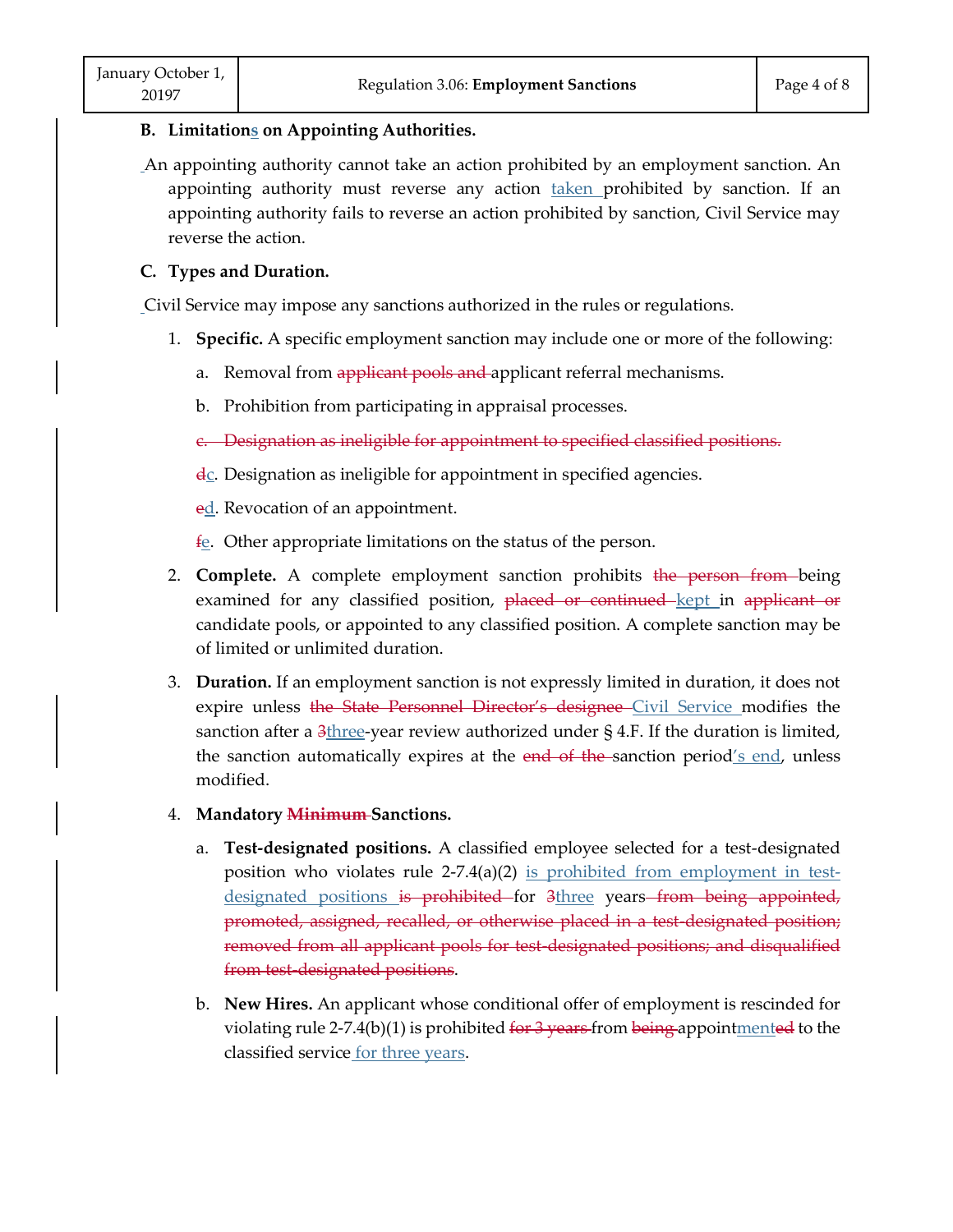**B. Limitations on Appointing Authorities.**

An appointing authority cannot take an action prohibited by an employment sanction. An appointing authority must reverse any action taken prohibited by sanction. If an appointing authority fails to reverse an action prohibited by sanction, Civil Service may reverse the action.

**C. Types and Duration.**

Civil Service may impose any sanctions authorized in the rules or regulations.

1. **Specific.** A specific employment sanction may include one or more of the following:

   a. Removal from ~~applicant pools and~~ applicant referral mechanisms.

   b. Prohibition from participating in appraisal processes.

   ~~c. Designation as ineligible for appointment to specified classified positions.~~

   ~~d~~c. Designation as ineligible for appointment in specified agencies.

   ~~e~~d. Revocation of an appointment.

   ~~f~~e. Other appropriate limitations on the status of the person.

2. **Complete.** A complete employment sanction prohibits ~~the person from~~ being examined for any classified position, ~~placed or continued~~ kept in ~~applicant or~~ candidate pools, or appointed to any classified position. A complete sanction may be of limited or unlimited duration.

3. **Duration.** If an employment sanction is not expressly limited in duration, it does not expire unless ~~the State Personnel Director's designee~~ Civil Service modifies the sanction after a ~~3~~three-year review authorized under § 4.F. If the duration is limited, the sanction automatically expires at the ~~end of the~~ sanction period's end, unless modified.

4. **Mandatory ~~Minimum~~ Sanctions.**

   a. **Test-designated positions.** A classified employee selected for a test-designated position who violates rule 2-7.4(a)(2) is prohibited from employment in test-designated positions ~~is prohibited~~ for ~~3~~three years ~~from being appointed, promoted, assigned, recalled, or otherwise placed in a test-designated position; removed from all applicant pools for test-designated positions; and disqualified from test-designated positions~~.

   b. **New Hires.** An applicant whose conditional offer of employment is rescinded for violating rule 2-7.4(b)(1) is prohibited ~~for 3 years~~ from ~~being~~ appointment~~ed~~ to the classified service for three years.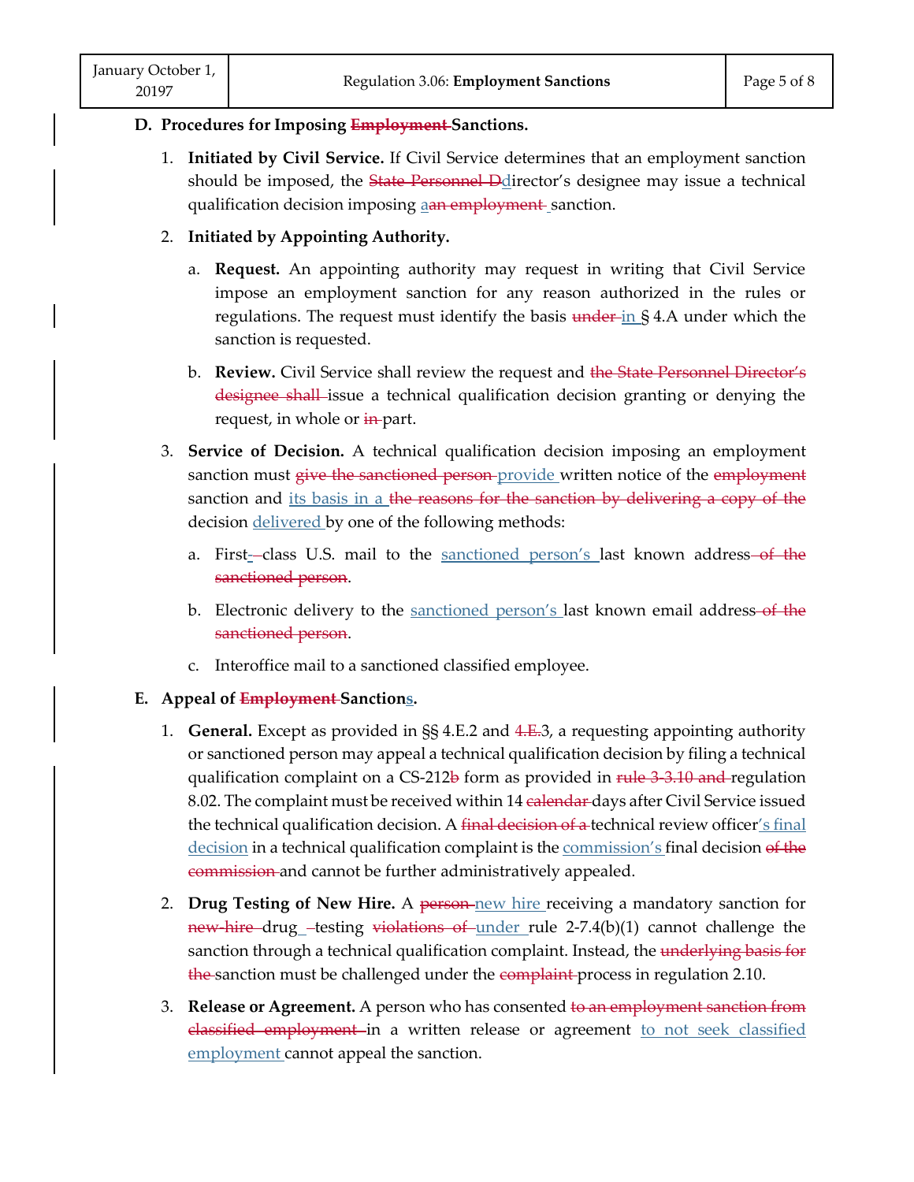**D. Procedures for Imposing ~~Employment~~ Sanctions.**

1. **Initiated by Civil Service.** If Civil Service determines that an employment sanction should be imposed, the ~~State Personnel D~~director's designee may issue a technical qualification decision imposing a~~an employment~~ sanction.

2. **Initiated by Appointing Authority.**

   a. **Request.** An appointing authority may request in writing that Civil Service impose an employment sanction for any reason authorized in the rules or regulations. The request must identify the basis ~~under~~ in § 4.A under which the sanction is requested.

   b. **Review.** Civil Service shall review the request and ~~the State Personnel Director's designee shall~~ issue a technical qualification decision granting or denying the request, in whole or ~~in~~ part.

3. **Service of Decision.** A technical qualification decision imposing an employment sanction must ~~give the sanctioned person~~ provide written notice of the ~~employment~~ sanction and its basis in a ~~the reasons for the sanction by delivering a copy of the~~ decision delivered by one of the following methods:

   a. First-~~-~~class U.S. mail to the sanctioned person's last known address ~~of the sanctioned person~~.

   b. Electronic delivery to the sanctioned person's last known email address ~~of the sanctioned person~~.

   c. Interoffice mail to a sanctioned classified employee.

**E. Appeal of ~~Employment~~ Sanctions.**

1. **General.** Except as provided in §§ 4.E.2 and ~~4.E.~~3, a requesting appointing authority or sanctioned person may appeal a technical qualification decision by filing a technical qualification complaint on a CS-212~~b~~ form as provided in ~~rule 3-3.10 and~~ regulation 8.02. The complaint must be received within 14 ~~calendar~~ days after Civil Service issued the technical qualification decision. A ~~final decision of a~~ technical review officer's final decision in a technical qualification complaint is the commission's final decision ~~of the commission~~ and cannot be further administratively appealed.

2. **Drug Testing of New Hire.** A ~~person~~ new hire receiving a mandatory sanction for ~~new-hire~~ drug ~~-~~testing ~~violations of~~ under rule 2-7.4(b)(1) cannot challenge the sanction through a technical qualification complaint. Instead, the ~~underlying basis for the~~ sanction must be challenged under the ~~complaint~~ process in regulation 2.10.

3. **Release or Agreement.** A person who has consented ~~to an employment sanction from classified employment~~ in a written release or agreement to not seek classified employment cannot appeal the sanction.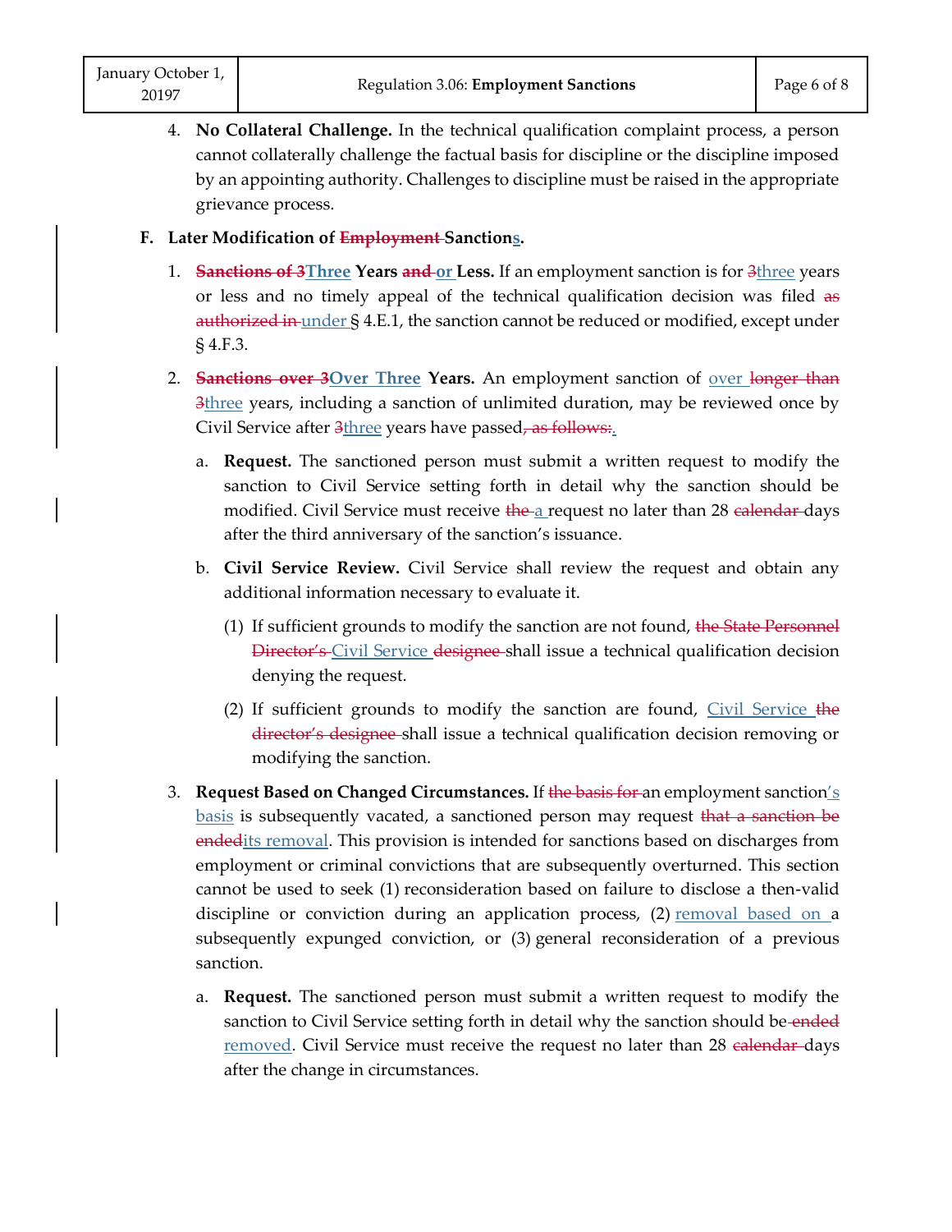4. **No Collateral Challenge.** In the technical qualification complaint process, a person cannot collaterally challenge the factual basis for discipline or the discipline imposed by an appointing authority. Challenges to discipline must be raised in the appropriate grievance process.

**F. Later Modification of ~~Employment~~ Sanctions.**

1. **~~Sanctions of 3~~Three Years ~~and~~ or Less.** If an employment sanction is for ~~3~~three years or less and no timely appeal of the technical qualification decision was filed ~~as authorized in~~ under § 4.E.1, the sanction cannot be reduced or modified, except under § 4.F.3.

2. **~~Sanctions over 3~~Over Three Years.** An employment sanction of over ~~longer than 3~~three years, including a sanction of unlimited duration, may be reviewed once by Civil Service after ~~3~~three years have passed~~, as follows:~~.

   a. **Request.** The sanctioned person must submit a written request to modify the sanction to Civil Service setting forth in detail why the sanction should be modified. Civil Service must receive ~~the~~ a request no later than 28 ~~calendar~~ days after the third anniversary of the sanction's issuance.

   b. **Civil Service Review.** Civil Service shall review the request and obtain any additional information necessary to evaluate it.

      (1) If sufficient grounds to modify the sanction are not found, ~~the State Personnel Director's~~ Civil Service ~~designee~~ shall issue a technical qualification decision denying the request.

      (2) If sufficient grounds to modify the sanction are found, Civil Service ~~the director's designee~~ shall issue a technical qualification decision removing or modifying the sanction.

3. **Request Based on Changed Circumstances.** If ~~the basis for~~ an employment sanction's basis is subsequently vacated, a sanctioned person may request ~~that a sanction be ended~~its removal. This provision is intended for sanctions based on discharges from employment or criminal convictions that are subsequently overturned. This section cannot be used to seek (1) reconsideration based on failure to disclose a then-valid discipline or conviction during an application process, (2) removal based on a subsequently expunged conviction, or (3) general reconsideration of a previous sanction.

   a. **Request.** The sanctioned person must submit a written request to modify the sanction to Civil Service setting forth in detail why the sanction should be ~~ended~~ removed. Civil Service must receive the request no later than 28 ~~calendar~~ days after the change in circumstances.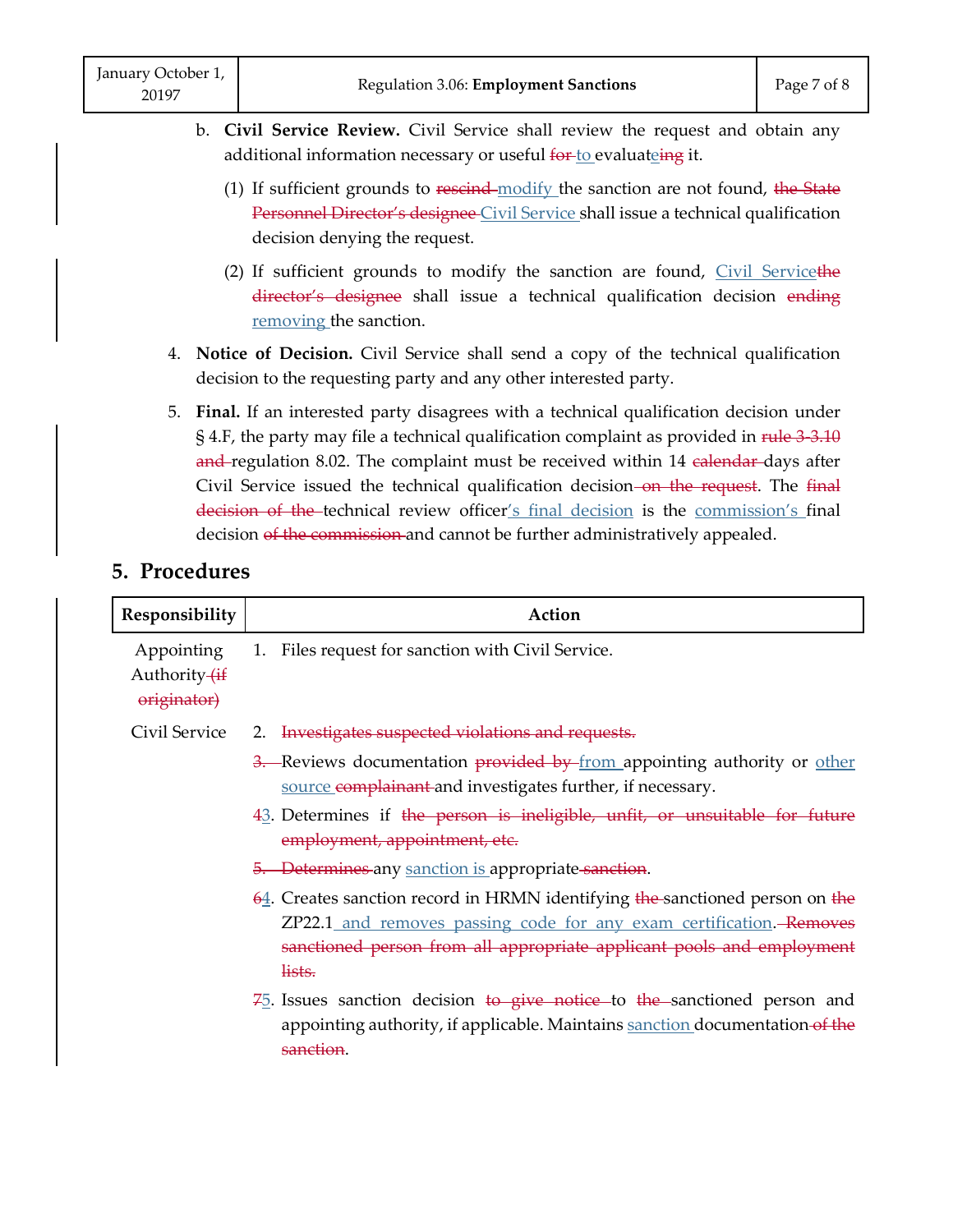b. **Civil Service Review.** Civil Service shall review the request and obtain any additional information necessary or useful ~~for~~ to evaluate~~ing~~ it.

(1) If sufficient grounds to ~~rescind~~ modify the sanction are not found, ~~the State Personnel Director's designee~~ Civil Service shall issue a technical qualification decision denying the request.

(2) If sufficient grounds to modify the sanction are found, Civil Service~~the director's designee~~ shall issue a technical qualification decision ~~ending~~ removing the sanction.

4. **Notice of Decision.** Civil Service shall send a copy of the technical qualification decision to the requesting party and any other interested party.

5. **Final.** If an interested party disagrees with a technical qualification decision under § 4.F, the party may file a technical qualification complaint as provided in ~~rule 3-3.10 and~~ regulation 8.02. The complaint must be received within 14 ~~calendar~~ days after Civil Service issued the technical qualification decision~~ on the request~~. The ~~final decision of the~~ technical review officer's final decision is the commission's final decision ~~of the commission~~ and cannot be further administratively appealed.

## 5. Procedures

| Responsibility | Action |
|---|---|
| Appointing Authority ~~(if originator)~~ | 1. Files request for sanction with Civil Service. |
| Civil Service | 2. ~~Investigates suspected violations and requests.~~<br>~~3.~~ Reviews documentation ~~provided by~~ from appointing authority or other source ~~complainant~~ and investigates further, if necessary.<br>~~4~~3. Determines if ~~the person is ineligible, unfit, or unsuitable for future employment, appointment, etc.~~<br>~~5. Determines~~ any sanction is appropriate~~ sanction~~.<br>~~6~~4. Creates sanction record in HRMN identifying ~~the~~ sanctioned person on ~~the~~ ZP22.1 and removes passing code for any exam certification. ~~Removes sanctioned person from all appropriate applicant pools and employment lists.~~<br>~~7~~5. Issues sanction decision ~~to give notice~~ to ~~the~~ sanctioned person and appointing authority, if applicable. Maintains sanction documentation~~ of the sanction~~. |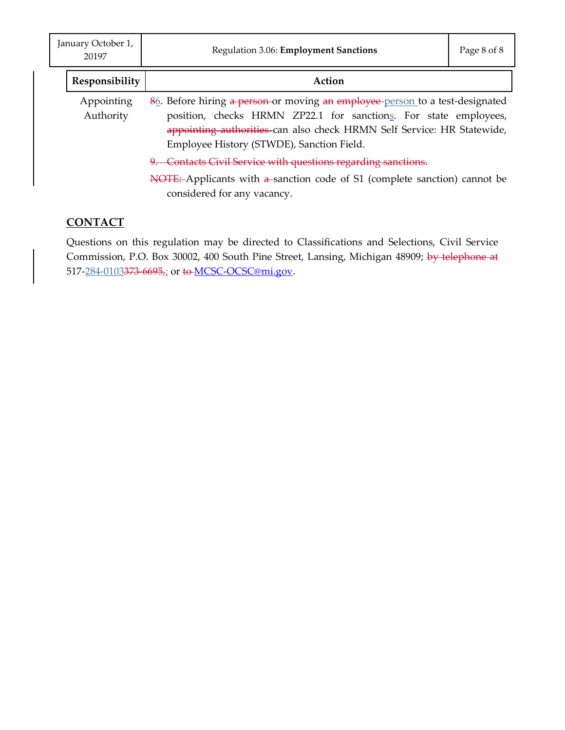| Responsibility | Action |
|---|---|
| Appointing Authority | 86. Before hiring a person or moving an employee person to a test-designated position, checks HRMN ZP22.1 for sanctions. For state employees, appointing authorities can also check HRMN Self Service: HR Statewide, Employee History (STWDE), Sanction Field. |
| | 9. Contacts Civil Service with questions regarding sanctions. |
| | NOTE: Applicants with a sanction code of S1 (complete sanction) cannot be considered for any vacancy. |

## CONTACT

Questions on this regulation may be directed to Classifications and Selections, Civil Service Commission, P.O. Box 30002, 400 South Pine Street, Lansing, Michigan 48909; by telephone at 517-284-0103373-6695,; or to MCSC-OCSC@mi.gov.